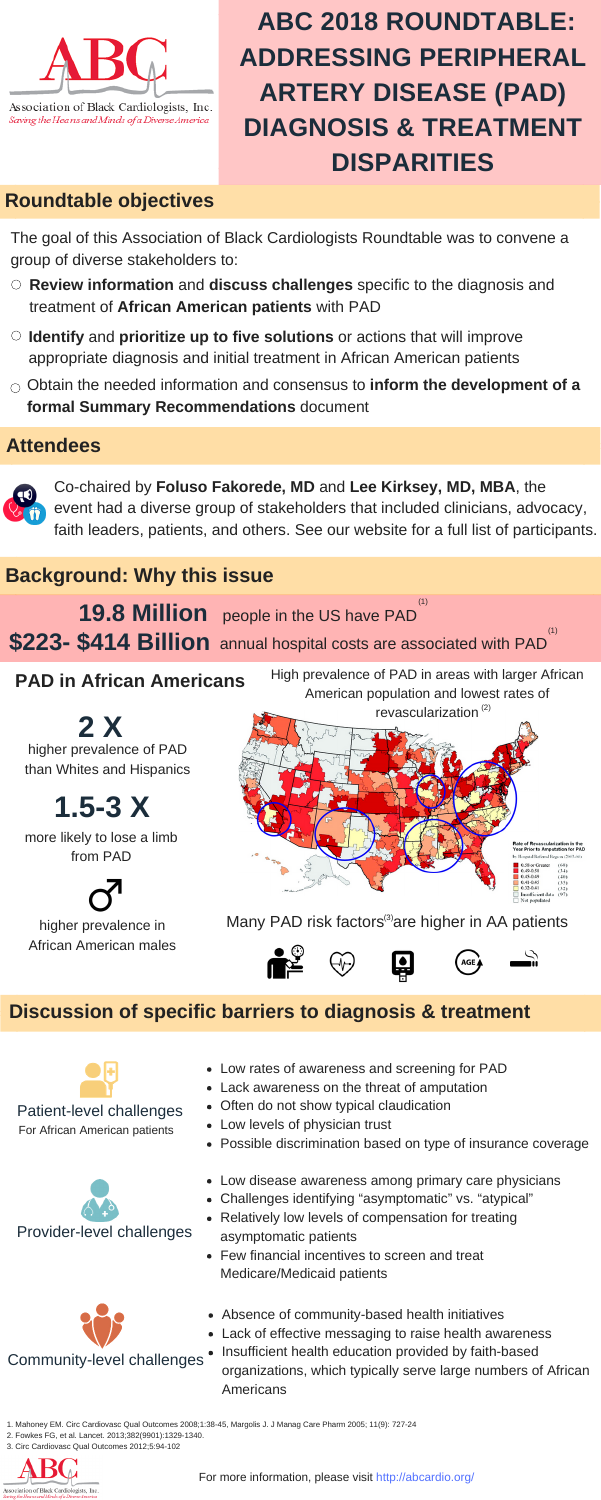# ABC 2018 ROUNDTABLE: ADDRESSING PERIPHERAL ARTERY DISEASE (PAD) DIAGNOSIS & TREATMENT DISPARITIES

Association of Black Cardiologists, Inc.
*Saving the Hearts and Minds of a Diverse America*

## Roundtable objectives

The goal of this Association of Black Cardiologists Roundtable was to convene a group of diverse stakeholders to:

- **Review information** and **discuss challenges** specific to the diagnosis and treatment of **African American patients** with PAD
- **Identify** and **prioritize up to five solutions** or actions that will improve appropriate diagnosis and initial treatment in African American patients
- Obtain the needed information and consensus to **inform the development of a formal Summary Recommendations** document

## Attendees

Co-chaired by **Foluso Fakorede, MD** and **Lee Kirksey, MD, MBA**, the event had a diverse group of stakeholders that included clinicians, advocacy, faith leaders, patients, and others. See our website for a full list of participants.

## Background: Why this issue

**19.8 Million** people in the US have PAD [1]

**$223- $414 Billion** annual hospital costs are associated with PAD [1]

### PAD in African Americans

**2 X** higher prevalence of PAD than Whites and Hispanics

**1.5-3 X** more likely to lose a limb from PAD

♂ higher prevalence in African American males

High prevalence of PAD in areas with larger African American population and lowest rates of revascularization [2]

Many PAD risk factors[3] are higher in AA patients

## Discussion of specific barriers to diagnosis & treatment

**Patient-level challenges**
For African American patients

- Low rates of awareness and screening for PAD
- Lack awareness on the threat of amputation
- Often do not show typical claudication
- Low levels of physician trust
- Possible discrimination based on type of insurance coverage

**Provider-level challenges**

- Low disease awareness among primary care physicians
- Challenges identifying "asymptomatic" vs. "atypical"
- Relatively low levels of compensation for treating asymptomatic patients
- Few financial incentives to screen and treat Medicare/Medicaid patients

**Community-level challenges**

- Absence of community-based health initiatives
- Lack of effective messaging to raise health awareness
- Insufficient health education provided by faith-based organizations, which typically serve large numbers of African Americans

1. Mahoney EM. Circ Cardiovasc Qual Outcomes 2008;1:38-45, Margolis J. J Manag Care Pharm 2005; 11(9): 727-24
2. Fowkes FG, et al. Lancet. 2013;382(9901):1329-1340.
3. Circ Cardiovasc Qual Outcomes 2012;5:94-102

For more information, please visit http://abcardio.org/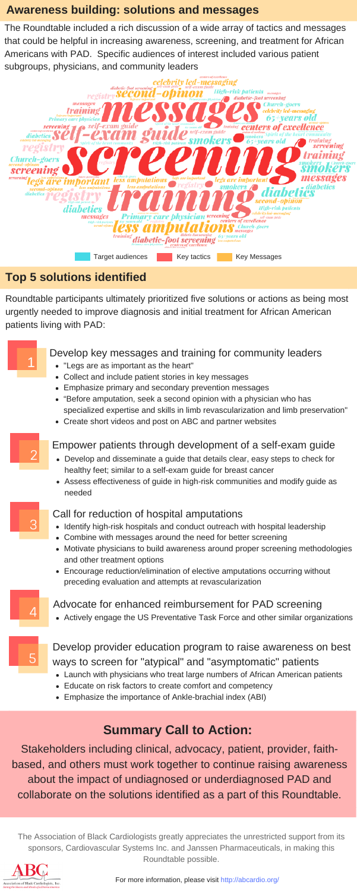## Awareness building: solutions and messages

The Roundtable included a rich discussion of a wide array of tactics and messages that could be helpful in increasing awareness, screening, and treatment for African Americans with PAD. Specific audiences of interest included various patient subgroups, physicians, and community leaders

Target audiences | Key tactics | Key Messages

## Top 5 solutions identified

Roundtable participants ultimately prioritized five solutions or actions as being most urgently needed to improve diagnosis and initial treatment for African American patients living with PAD:

### 1 Develop key messages and training for community leaders

- "Legs are as important as the heart"
- Collect and include patient stories in key messages
- Emphasize primary and secondary prevention messages
- "Before amputation, seek a second opinion with a physician who has specialized expertise and skills in limb revascularization and limb preservation"
- Create short videos and post on ABC and partner websites

### 2 Empower patients through development of a self-exam guide

- Develop and disseminate a guide that details clear, easy steps to check for healthy feet; similar to a self-exam guide for breast cancer
- Assess effectiveness of guide in high-risk communities and modify guide as needed

### 3 Call for reduction of hospital amputations

- Identify high-risk hospitals and conduct outreach with hospital leadership
- Combine with messages around the need for better screening
- Motivate physicians to build awareness around proper screening methodologies and other treatment options
- Encourage reduction/elimination of elective amputations occurring without preceding evaluation and attempts at revascularization

### 4 Advocate for enhanced reimbursement for PAD screening

- Actively engage the US Preventative Task Force and other similar organizations

### 5 Develop provider education program to raise awareness on best ways to screen for "atypical" and "asymptomatic" patients

- Launch with physicians who treat large numbers of African American patients
- Educate on risk factors to create comfort and competency
- Emphasize the importance of Ankle-brachial index (ABI)

## Summary Call to Action:

Stakeholders including clinical, advocacy, patient, provider, faith-based, and others must work together to continue raising awareness about the impact of undiagnosed or underdiagnosed PAD and collaborate on the solutions identified as a part of this Roundtable.

The Association of Black Cardiologists greatly appreciates the unrestricted support from its sponsors, Cardiovascular Systems Inc. and Janssen Pharmaceuticals, in making this Roundtable possible.

For more information, please visit http://abcardio.org/